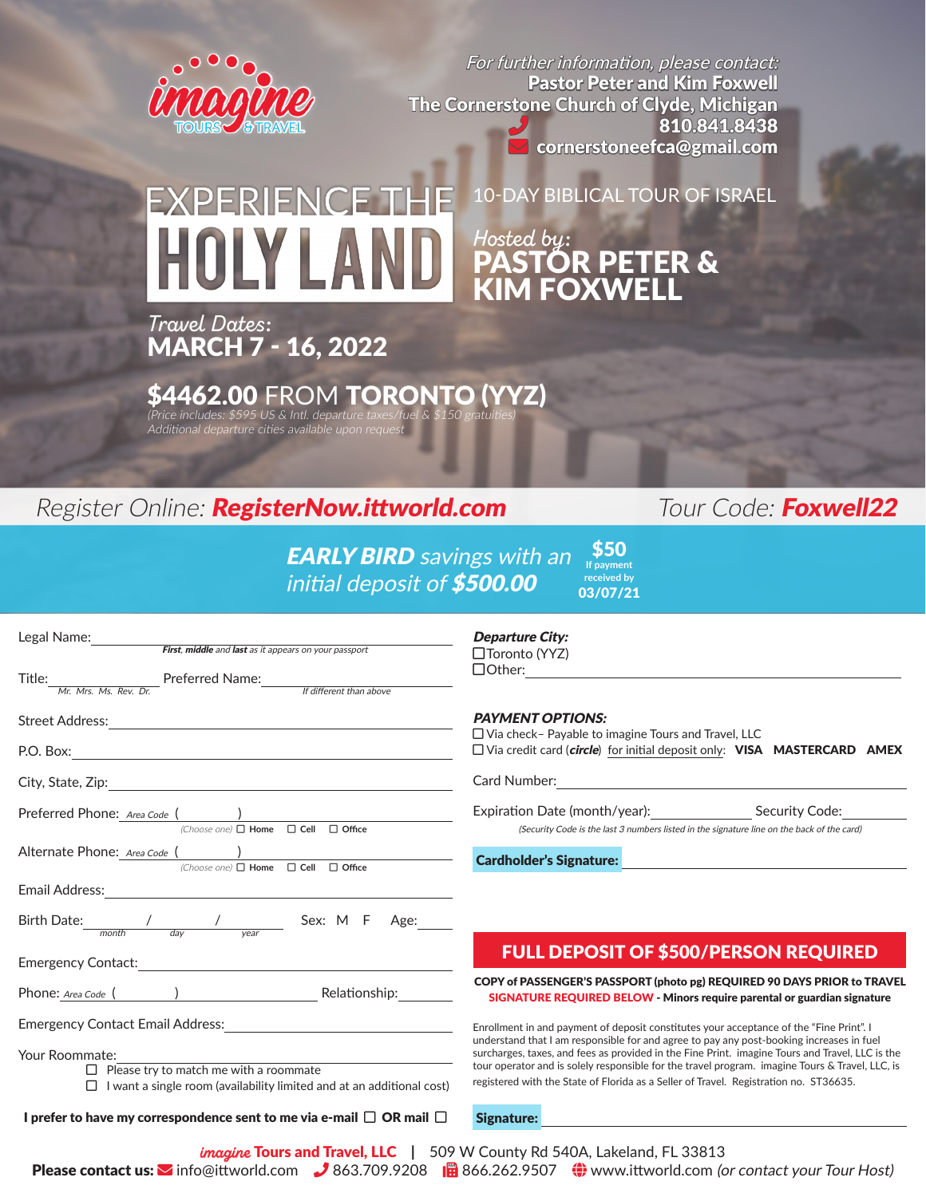imagine TOURS & TRAVEL

*For further information, please contact:*
**Pastor Peter and Kim Foxwell**
**The Cornerstone Church of Clyde, Michigan**
**810.841.8438**
**cornerstoneefca@gmail.com**

# EXPERIENCE THE HOLY LAND

10-DAY BIBLICAL TOUR OF ISRAEL

*Hosted by:*
**PASTOR PETER & KIM FOXWELL**

*Travel Dates:*
**MARCH 7 - 16, 2022**

## $4462.00 FROM TORONTO (YYZ)

*(Price includes: $595 US & Intl. departure taxes/fuel & $150 gratuities)*
*Additional departure cities available upon request*

*Register Online:* ***RegisterNow.ittworld.com***

*Tour Code:* ***Foxwell22***

***EARLY BIRD** savings with an initial deposit of **$500.00***

**$50** If payment received by **03/07/21**

Legal Name: ______________________________
*First, middle and last as it appears on your passport*

Title: ____________ Preferred Name: ______________________
*Mr. Mrs. Ms. Rev. Dr.* — *If different than above*

Street Address: ______________________________

P.O. Box: ______________________________

City, State, Zip: ______________________________

Preferred Phone: *Area Code* ( ) ______________
*(Choose one)* ☐ Home ☐ Cell ☐ Office

Alternate Phone: *Area Code* ( ) ______________
*(Choose one)* ☐ Home ☐ Cell ☐ Office

Email Address: ______________________________

Birth Date: ____ / ____ / ____ (*month / day / year*) Sex: M F Age: ______

Emergency Contact: ______________________________

Phone: *Area Code* ( ) ______________ Relationship: ______________

Emergency Contact Email Address: ______________________________

Your Roommate: ______________________________
☐ Please try to match me with a roommate
☐ I want a single room (availability limited and at an additional cost)

**I prefer to have my correspondence sent to me via e-mail ☐ OR mail ☐**

***Departure City:***
☐ Toronto (YYZ)
☐ Other: ______________________________

***PAYMENT OPTIONS:***
☐ Via check– Payable to imagine Tours and Travel, LLC
☐ Via credit card (***circle***) for initial deposit only: **VISA MASTERCARD AMEX**

Card Number: ______________________________

Expiration Date (month/year): ____________ Security Code: ________
*(Security Code is the last 3 numbers listed in the signature line on the back of the card)*

**Cardholder's Signature:** ______________________________

## FULL DEPOSIT OF $500/PERSON REQUIRED

**COPY of PASSENGER'S PASSPORT (photo pg) REQUIRED 90 DAYS PRIOR to TRAVEL**
**SIGNATURE REQUIRED BELOW - Minors require parental or guardian signature**

Enrollment in and payment of deposit constitutes your acceptance of the "Fine Print". I understand that I am responsible for and agree to pay any post-booking increases in fuel surcharges, taxes, and fees as provided in the Fine Print. imagine Tours and Travel, LLC is the tour operator and is solely responsible for the travel program. imagine Tours & Travel, LLC, is registered with the State of Florida as a Seller of Travel. Registration no. ST36635.

**Signature:** ______________________________

***imagine* Tours and Travel, LLC** | 509 W County Rd 540A, Lakeland, FL 33813
**Please contact us:** info@ittworld.com 863.709.9208 866.262.9507 www.ittworld.com *(or contact your Tour Host)*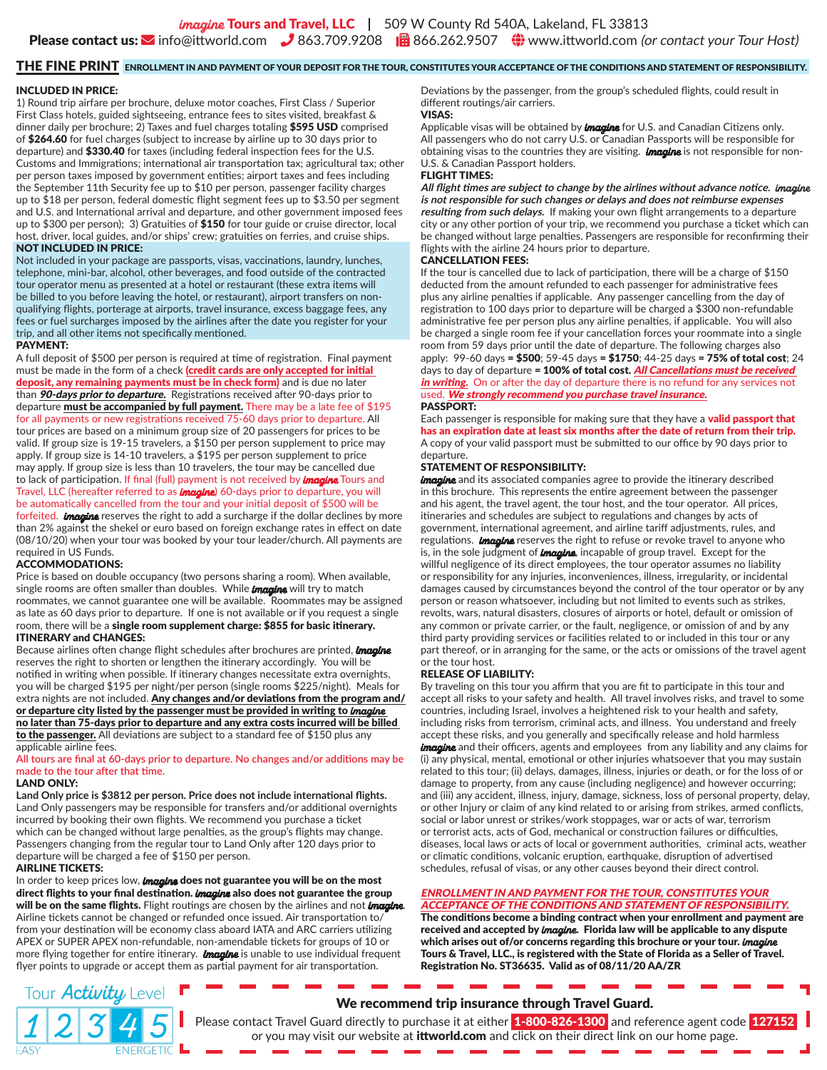***imagine*** **Tours and Travel, LLC** | 509 W County Rd 540A, Lakeland, FL 33813

**Please contact us:** info@ittworld.com 863.709.9208 866.262.9507 www.ittworld.com *(or contact your Tour Host)*

## THE FINE PRINT

**ENROLLMENT IN AND PAYMENT OF YOUR DEPOSIT FOR THE TOUR, CONSTITUTES YOUR ACCEPTANCE OF THE CONDITIONS AND STATEMENT OF RESPONSIBILITY.**

### INCLUDED IN PRICE:

1) Round trip airfare per brochure, deluxe motor coaches, First Class / Superior First Class hotels, guided sightseeing, entrance fees to sites visited, breakfast & dinner daily per brochure; 2) Taxes and fuel charges totaling **$595 USD** comprised of **$264.60** for fuel charges (subject to increase by airline up to 30 days prior to departure) and **$330.40** for taxes (including federal inspection fees for the U.S. Customs and Immigrations; international air transportation tax; agricultural tax; other per person taxes imposed by government entities; airport taxes and fees including the September 11th Security fee up to $10 per person, passenger facility charges up to $18 per person, federal domestic flight segment fees up to $3.50 per segment and U.S. and International arrival and departure, and other government imposed fees up to $300 per person); 3) Gratuities of **$150** for tour guide or cruise director, local host, driver, local guides, and/or ships' crew; gratuities on ferries, and cruise ships.

### NOT INCLUDED IN PRICE:

Not included in your package are passports, visas, vaccinations, laundry, lunches, telephone, mini-bar, alcohol, other beverages, and food outside of the contracted tour operator menu as presented at a hotel or restaurant (these extra items will be billed to you before leaving the hotel, or restaurant), airport transfers on non-qualifying flights, porterage at airports, travel insurance, excess baggage fees, any fees or fuel surcharges imposed by the airlines after the date you register for your trip, and all other items not specifically mentioned.

### PAYMENT:

A full deposit of $500 per person is required at time of registration. Final payment must be made in the form of a check **(credit cards are only accepted for initial deposit, any remaining payments must be in check form)** and is due no later than ***90-days prior to departure.*** Registrations received after 90-days prior to departure **must be accompanied by full payment.** There may be a late fee of $195 for all payments or new registrations received 75-60 days prior to departure. All tour prices are based on a minimum group size of 20 passengers for prices to be valid. If group size is 19-15 travelers, a $150 per person supplement to price may apply. If group size is 14-10 travelers, a $195 per person supplement to price may apply. If group size is less than 10 travelers, the tour may be cancelled due to lack of participation. If final (full) payment is not received by *imagine* Tours and Travel, LLC (hereafter referred to as *imagine*) 60-days prior to departure, you will be automatically cancelled from the tour and your initial deposit of $500 will be forfeited. *imagine* reserves the right to add a surcharge if the dollar declines by more than 2% against the shekel or euro based on foreign exchange rates in effect on date (08/10/20) when your tour was booked by your tour leader/church. All payments are required in US Funds.

### ACCOMMODATIONS:

Price is based on double occupancy (two persons sharing a room). When available, single rooms are often smaller than doubles. While *imagine* will try to match roommates, we cannot guarantee one will be available. Roommates may be assigned as late as 60 days prior to departure. If one is not available or if you request a single room, there will be a **single room supplement charge: $855 for basic itinerary.**

### ITINERARY and CHANGES:

Because airlines often change flight schedules after brochures are printed, *imagine* reserves the right to shorten or lengthen the itinerary accordingly. You will be notified in writing when possible. If itinerary changes necessitate extra overnights, you will be charged $195 per night/per person (single rooms $225/night). Meals for extra nights are not included. **Any changes and/or deviations from the program and/or departure city listed by the passenger must be provided in writing to *imagine* no later than 75-days prior to departure and any extra costs incurred will be billed to the passenger.** All deviations are subject to a standard fee of $150 plus any applicable airline fees.

All tours are final at 60-days prior to departure. No changes and/or additions may be made to the tour after that time.

### LAND ONLY:

**Land Only price is $3812 per person. Price does not include international flights.** Land Only passengers may be responsible for transfers and/or additional overnights incurred by booking their own flights. We recommend you purchase a ticket which can be changed without large penalties, as the group's flights may change. Passengers changing from the regular tour to Land Only after 120 days prior to departure will be charged a fee of $150 per person.

### AIRLINE TICKETS:

In order to keep prices low, ***imagine* does not guarantee you will be on the most direct flights to your final destination. *imagine* also does not guarantee the group will be on the same flights.** Flight routings are chosen by the airlines and not *imagine*. Airline tickets cannot be changed or refunded once issued. Air transportation to/from your destination will be economy class aboard IATA and ARC carriers utilizing APEX or SUPER APEX non-refundable, non-amendable tickets for groups of 10 or more flying together for entire itinerary. *imagine* is unable to use individual frequent flyer points to upgrade or accept them as partial payment for air transportation. Deviations by the passenger, from the group's scheduled flights, could result in different routings/air carriers.

### VISAS:

Applicable visas will be obtained by *imagine* for U.S. and Canadian Citizens only. All passengers who do not carry U.S. or Canadian Passports will be responsible for obtaining visas to the countries they are visiting. *imagine* is not responsible for non-U.S. & Canadian Passport holders.

### FLIGHT TIMES:

***All flight times are subject to change by the airlines without advance notice. imagine is not responsible for such changes or delays and does not reimburse expenses resulting from such delays.*** If making your own flight arrangements to a departure city or any other portion of your trip, we recommend you purchase a ticket which can be changed without large penalties. Passengers are responsible for reconfirming their flights with the airline 24 hours prior to departure.

### CANCELLATION FEES:

If the tour is cancelled due to lack of participation, there will be a charge of $150 deducted from the amount refunded to each passenger for administrative fees plus any airline penalties if applicable. Any passenger cancelling from the day of registration to 100 days prior to departure will be charged a $300 non-refundable administrative fee per person plus any airline penalties, if applicable. You will also be charged a single room fee if your cancellation forces your roommate into a single room from 59 days prior until the date of departure. The following charges also apply: 99-60 days **= $500**; 59-45 days **= $1750**; 44-25 days **= 75% of total cost**; 24 days to day of departure **= 100% of total cost.** ***All Cancellations must be received in writing.*** On or after the day of departure there is no refund for any services not used. ***We strongly recommend you purchase travel insurance.***

### PASSPORT:

Each passenger is responsible for making sure that they have a **valid passport that has an expiration date at least six months after the date of return from their trip.** A copy of your valid passport must be submitted to our office by 90 days prior to departure.

### STATEMENT OF RESPONSIBILITY:

*imagine* and its associated companies agree to provide the itinerary described in this brochure. This represents the entire agreement between the passenger and his agent, the travel agent, the tour host, and the tour operator. All prices, itineraries and schedules are subject to regulations and changes by acts of government, international agreement, and airline tariff adjustments, rules, and regulations. *imagine* reserves the right to refuse or revoke travel to anyone who is, in the sole judgment of *imagine*, incapable of group travel. Except for the willful negligence of its direct employees, the tour operator assumes no liability or responsibility for any injuries, inconveniences, illness, irregularity, or incidental damages caused by circumstances beyond the control of the tour operator or by any person or reason whatsoever, including but not limited to events such as strikes, revolts, wars, natural disasters, closures of airports or hotel, default or omission of any common or private carrier, or the fault, negligence, or omission of and by any third party providing services or facilities related to or included in this tour or any part thereof, or in arranging for the same, or the acts or omissions of the travel agent or the tour host.

### RELEASE OF LIABILITY:

By traveling on this tour you affirm that you are fit to participate in this tour and accept all risks to your safety and health. All travel involves risks, and travel to some countries, including Israel, involves a heightened risk to your health and safety, including risks from terrorism, criminal acts, and illness. You understand and freely accept these risks, and you generally and specifically release and hold harmless *imagine* and their officers, agents and employees from any liability and any claims for (i) any physical, mental, emotional or other injuries whatsoever that you may sustain related to this tour; (ii) delays, damages, illness, injuries or death, or for the loss of or damage to property, from any cause (including negligence) and however occurring; and (iii) any accident, illness, injury, damage, sickness, loss of personal property, delay, or other Injury or claim of any kind related to or arising from strikes, armed conflicts, social or labor unrest or strikes/work stoppages, war or acts of war, terrorism or terrorist acts, acts of God, mechanical or construction failures or difficulties, diseases, local laws or acts of local or government authorities, criminal acts, weather or climatic conditions, volcanic eruption, earthquake, disruption of advertised schedules, refusal of visas, or any other causes beyond their direct control.

***ENROLLMENT IN AND PAYMENT FOR THE TOUR, CONSTITUTES YOUR ACCEPTANCE OF THE CONDITIONS AND STATEMENT OF RESPONSIBILITY.***

**The conditions become a binding contract when your enrollment and payment are received and accepted by *imagine*. Florida law will be applicable to any dispute which arises out of/or concerns regarding this brochure or your tour. *imagine* Tours & Travel, LLC., is registered with the State of Florida as a Seller of Travel. Registration No. ST36635. Valid as of 08/11/20 AA/ZR**

Tour *Activity* Level

1 2 3 4 5

EASY ENERGETIC

**We recommend trip insurance through Travel Guard.**

Please contact Travel Guard directly to purchase it at either **1-800-826-1300** and reference agent code **127152** or you may visit our website at **ittworld.com** and click on their direct link on our home page.